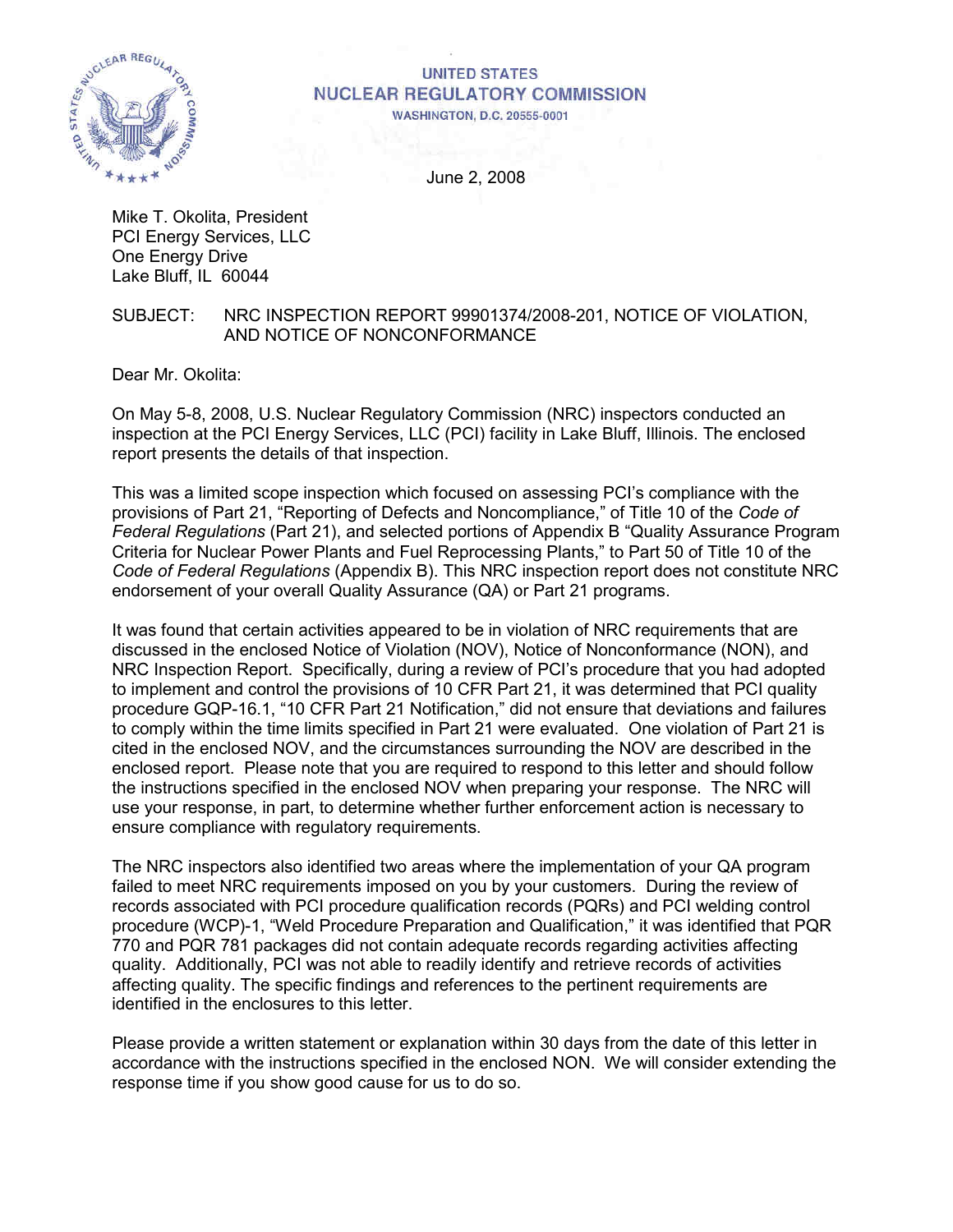UNITED STATES
NUCLEAR REGULATORY COMMISSION
WASHINGTON, D.C. 20555-0001

June 2, 2008

Mike T. Okolita, President
PCI Energy Services, LLC
One Energy Drive
Lake Bluff, IL 60044

SUBJECT: NRC INSPECTION REPORT 99901374/2008-201, NOTICE OF VIOLATION, AND NOTICE OF NONCONFORMANCE

Dear Mr. Okolita:

On May 5-8, 2008, U.S. Nuclear Regulatory Commission (NRC) inspectors conducted an inspection at the PCI Energy Services, LLC (PCI) facility in Lake Bluff, Illinois. The enclosed report presents the details of that inspection.

This was a limited scope inspection which focused on assessing PCI's compliance with the provisions of Part 21, "Reporting of Defects and Noncompliance," of Title 10 of the *Code of Federal Regulations* (Part 21), and selected portions of Appendix B "Quality Assurance Program Criteria for Nuclear Power Plants and Fuel Reprocessing Plants," to Part 50 of Title 10 of the *Code of Federal Regulations* (Appendix B). This NRC inspection report does not constitute NRC endorsement of your overall Quality Assurance (QA) or Part 21 programs.

It was found that certain activities appeared to be in violation of NRC requirements that are discussed in the enclosed Notice of Violation (NOV), Notice of Nonconformance (NON), and NRC Inspection Report. Specifically, during a review of PCI's procedure that you had adopted to implement and control the provisions of 10 CFR Part 21, it was determined that PCI quality procedure GQP-16.1, "10 CFR Part 21 Notification," did not ensure that deviations and failures to comply within the time limits specified in Part 21 were evaluated. One violation of Part 21 is cited in the enclosed NOV, and the circumstances surrounding the NOV are described in the enclosed report. Please note that you are required to respond to this letter and should follow the instructions specified in the enclosed NOV when preparing your response. The NRC will use your response, in part, to determine whether further enforcement action is necessary to ensure compliance with regulatory requirements.

The NRC inspectors also identified two areas where the implementation of your QA program failed to meet NRC requirements imposed on you by your customers. During the review of records associated with PCI procedure qualification records (PQRs) and PCI welding control procedure (WCP)-1, "Weld Procedure Preparation and Qualification," it was identified that PQR 770 and PQR 781 packages did not contain adequate records regarding activities affecting quality. Additionally, PCI was not able to readily identify and retrieve records of activities affecting quality. The specific findings and references to the pertinent requirements are identified in the enclosures to this letter.

Please provide a written statement or explanation within 30 days from the date of this letter in accordance with the instructions specified in the enclosed NON. We will consider extending the response time if you show good cause for us to do so.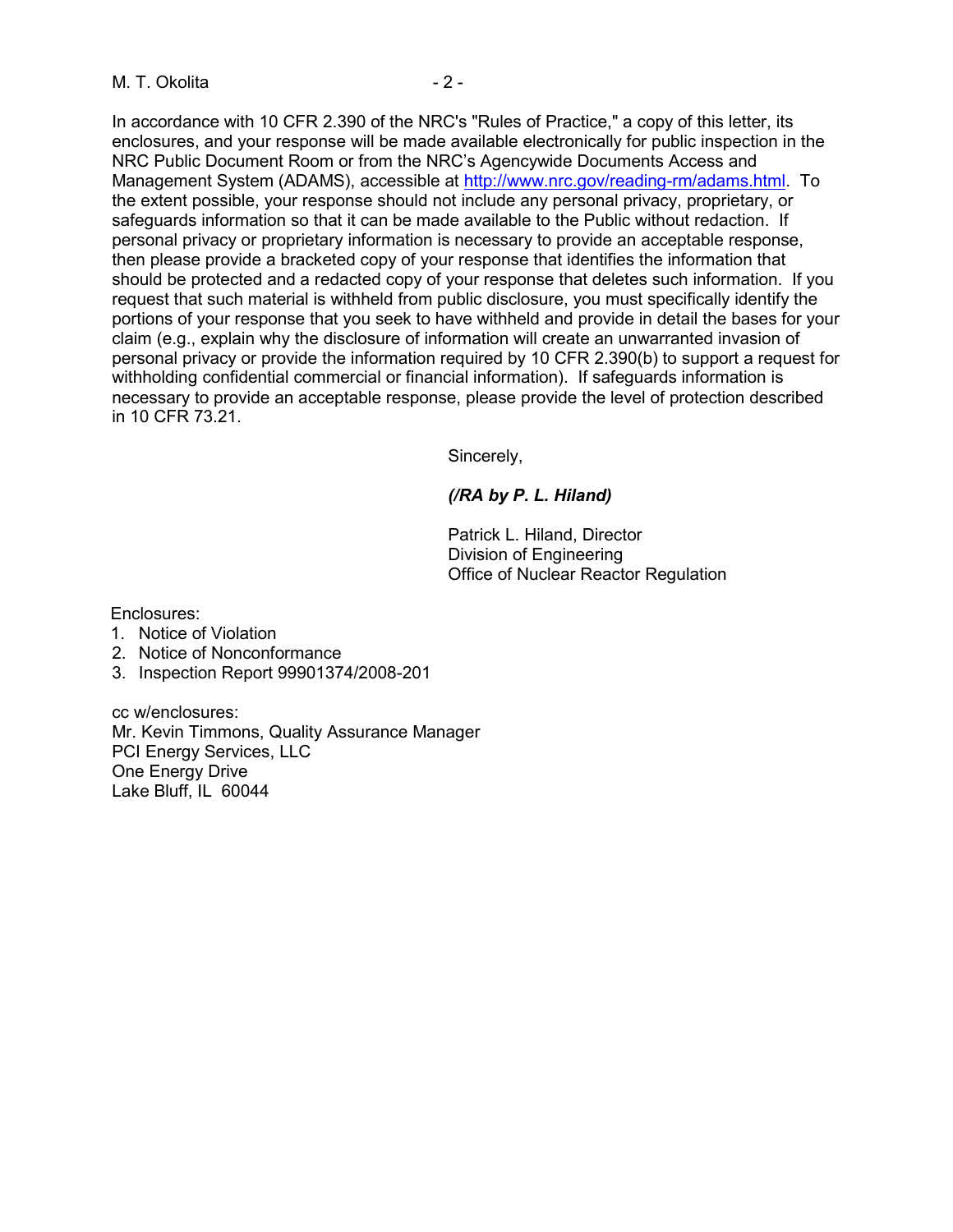In accordance with 10 CFR 2.390 of the NRC's "Rules of Practice," a copy of this letter, its enclosures, and your response will be made available electronically for public inspection in the NRC Public Document Room or from the NRC's Agencywide Documents Access and Management System (ADAMS), accessible at http://www.nrc.gov/reading-rm/adams.html. To the extent possible, your response should not include any personal privacy, proprietary, or safeguards information so that it can be made available to the Public without redaction. If personal privacy or proprietary information is necessary to provide an acceptable response, then please provide a bracketed copy of your response that identifies the information that should be protected and a redacted copy of your response that deletes such information. If you request that such material is withheld from public disclosure, you must specifically identify the portions of your response that you seek to have withheld and provide in detail the bases for your claim (e.g., explain why the disclosure of information will create an unwarranted invasion of personal privacy or provide the information required by 10 CFR 2.390(b) to support a request for withholding confidential commercial or financial information). If safeguards information is necessary to provide an acceptable response, please provide the level of protection described in 10 CFR 73.21.

Sincerely,

*(/RA by P. L. Hiland)*

Patrick L. Hiland, Director
Division of Engineering
Office of Nuclear Reactor Regulation

Enclosures:
1. Notice of Violation
2. Notice of Nonconformance
3. Inspection Report 99901374/2008-201

cc w/enclosures:
Mr. Kevin Timmons, Quality Assurance Manager
PCI Energy Services, LLC
One Energy Drive
Lake Bluff, IL 60044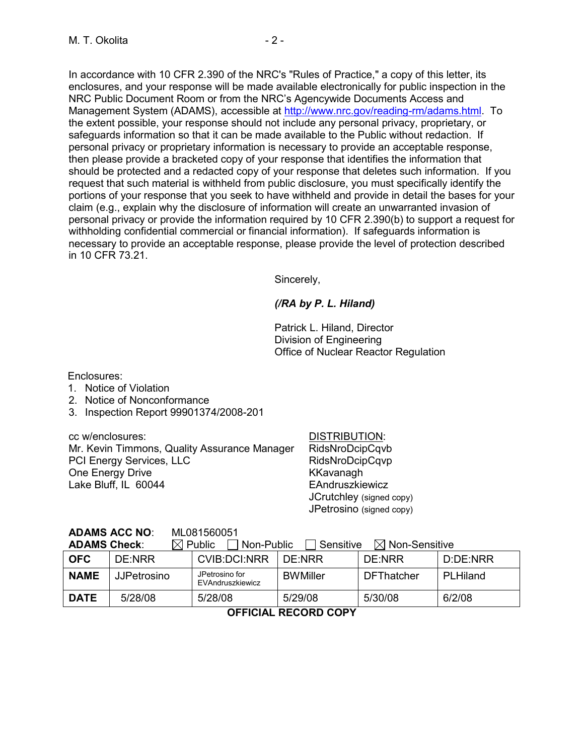In accordance with 10 CFR 2.390 of the NRC's "Rules of Practice," a copy of this letter, its enclosures, and your response will be made available electronically for public inspection in the NRC Public Document Room or from the NRC's Agencywide Documents Access and Management System (ADAMS), accessible at http://www.nrc.gov/reading-rm/adams.html. To the extent possible, your response should not include any personal privacy, proprietary, or safeguards information so that it can be made available to the Public without redaction. If personal privacy or proprietary information is necessary to provide an acceptable response, then please provide a bracketed copy of your response that identifies the information that should be protected and a redacted copy of your response that deletes such information. If you request that such material is withheld from public disclosure, you must specifically identify the portions of your response that you seek to have withheld and provide in detail the bases for your claim (e.g., explain why the disclosure of information will create an unwarranted invasion of personal privacy or provide the information required by 10 CFR 2.390(b) to support a request for withholding confidential commercial or financial information). If safeguards information is necessary to provide an acceptable response, please provide the level of protection described in 10 CFR 73.21.

Sincerely,

*(/RA by P. L. Hiland)*

Patrick L. Hiland, Director
Division of Engineering
Office of Nuclear Reactor Regulation

Enclosures:
1. Notice of Violation
2. Notice of Nonconformance
3. Inspection Report 99901374/2008-201

cc w/enclosures:
Mr. Kevin Timmons, Quality Assurance Manager
PCI Energy Services, LLC
One Energy Drive
Lake Bluff, IL 60044

DISTRIBUTION:
RidsNroDcipCqvb
RidsNroDcipCqvp
KKavanagh
EAndruszkiewicz
JCrutchley (signed copy)
JPetrosino (signed copy)

**ADAMS ACC NO**: ML081560051
**ADAMS Check**: ☒ Public ☐ Non-Public ☐ Sensitive ☒ Non-Sensitive

| **OFC** | DE:NRR | CVIB:DCI:NRR | DE:NRR | DE:NRR | D:DE:NRR |
|---|---|---|---|---|---|
| **NAME** | JJPetrosino | JPetrosino for EVAndruszkiewicz | BWMiller | DFThatcher | PLHiland |
| **DATE** | 5/28/08 | 5/28/08 | 5/29/08 | 5/30/08 | 6/2/08 |

**OFFICIAL RECORD COPY**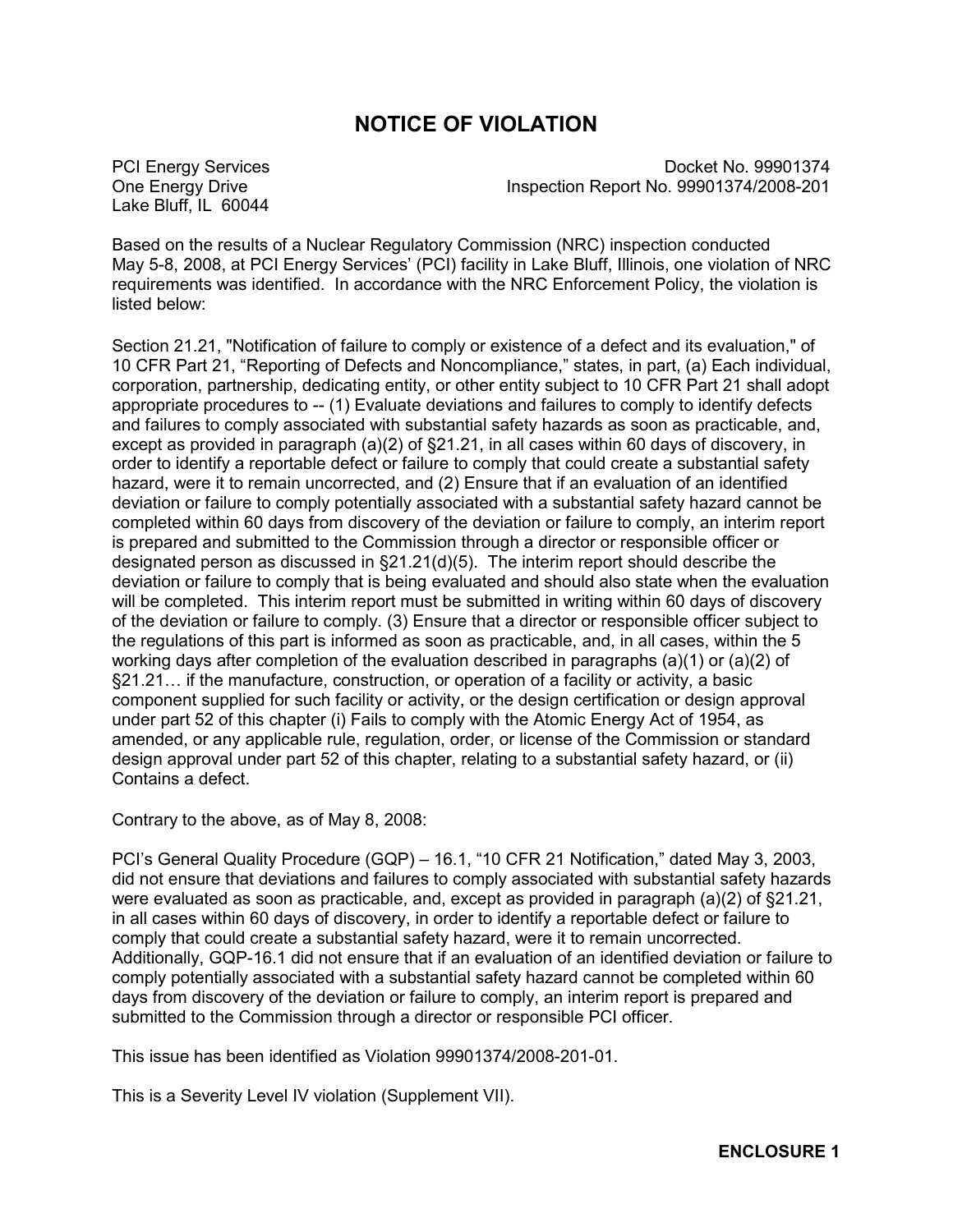# NOTICE OF VIOLATION

PCI Energy Services
One Energy Drive
Lake Bluff, IL 60044

Docket No. 99901374
Inspection Report No. 99901374/2008-201

Based on the results of a Nuclear Regulatory Commission (NRC) inspection conducted May 5-8, 2008, at PCI Energy Services' (PCI) facility in Lake Bluff, Illinois, one violation of NRC requirements was identified. In accordance with the NRC Enforcement Policy, the violation is listed below:

Section 21.21, "Notification of failure to comply or existence of a defect and its evaluation," of 10 CFR Part 21, "Reporting of Defects and Noncompliance," states, in part, (a) Each individual, corporation, partnership, dedicating entity, or other entity subject to 10 CFR Part 21 shall adopt appropriate procedures to -- (1) Evaluate deviations and failures to comply to identify defects and failures to comply associated with substantial safety hazards as soon as practicable, and, except as provided in paragraph (a)(2) of §21.21, in all cases within 60 days of discovery, in order to identify a reportable defect or failure to comply that could create a substantial safety hazard, were it to remain uncorrected, and (2) Ensure that if an evaluation of an identified deviation or failure to comply potentially associated with a substantial safety hazard cannot be completed within 60 days from discovery of the deviation or failure to comply, an interim report is prepared and submitted to the Commission through a director or responsible officer or designated person as discussed in §21.21(d)(5). The interim report should describe the deviation or failure to comply that is being evaluated and should also state when the evaluation will be completed. This interim report must be submitted in writing within 60 days of discovery of the deviation or failure to comply. (3) Ensure that a director or responsible officer subject to the regulations of this part is informed as soon as practicable, and, in all cases, within the 5 working days after completion of the evaluation described in paragraphs (a)(1) or (a)(2) of §21.21… if the manufacture, construction, or operation of a facility or activity, a basic component supplied for such facility or activity, or the design certification or design approval under part 52 of this chapter (i) Fails to comply with the Atomic Energy Act of 1954, as amended, or any applicable rule, regulation, order, or license of the Commission or standard design approval under part 52 of this chapter, relating to a substantial safety hazard, or (ii) Contains a defect.

Contrary to the above, as of May 8, 2008:

PCI's General Quality Procedure (GQP) – 16.1, "10 CFR 21 Notification," dated May 3, 2003, did not ensure that deviations and failures to comply associated with substantial safety hazards were evaluated as soon as practicable, and, except as provided in paragraph (a)(2) of §21.21, in all cases within 60 days of discovery, in order to identify a reportable defect or failure to comply that could create a substantial safety hazard, were it to remain uncorrected. Additionally, GQP-16.1 did not ensure that if an evaluation of an identified deviation or failure to comply potentially associated with a substantial safety hazard cannot be completed within 60 days from discovery of the deviation or failure to comply, an interim report is prepared and submitted to the Commission through a director or responsible PCI officer.

This issue has been identified as Violation 99901374/2008-201-01.

This is a Severity Level IV violation (Supplement VII).

**ENCLOSURE 1**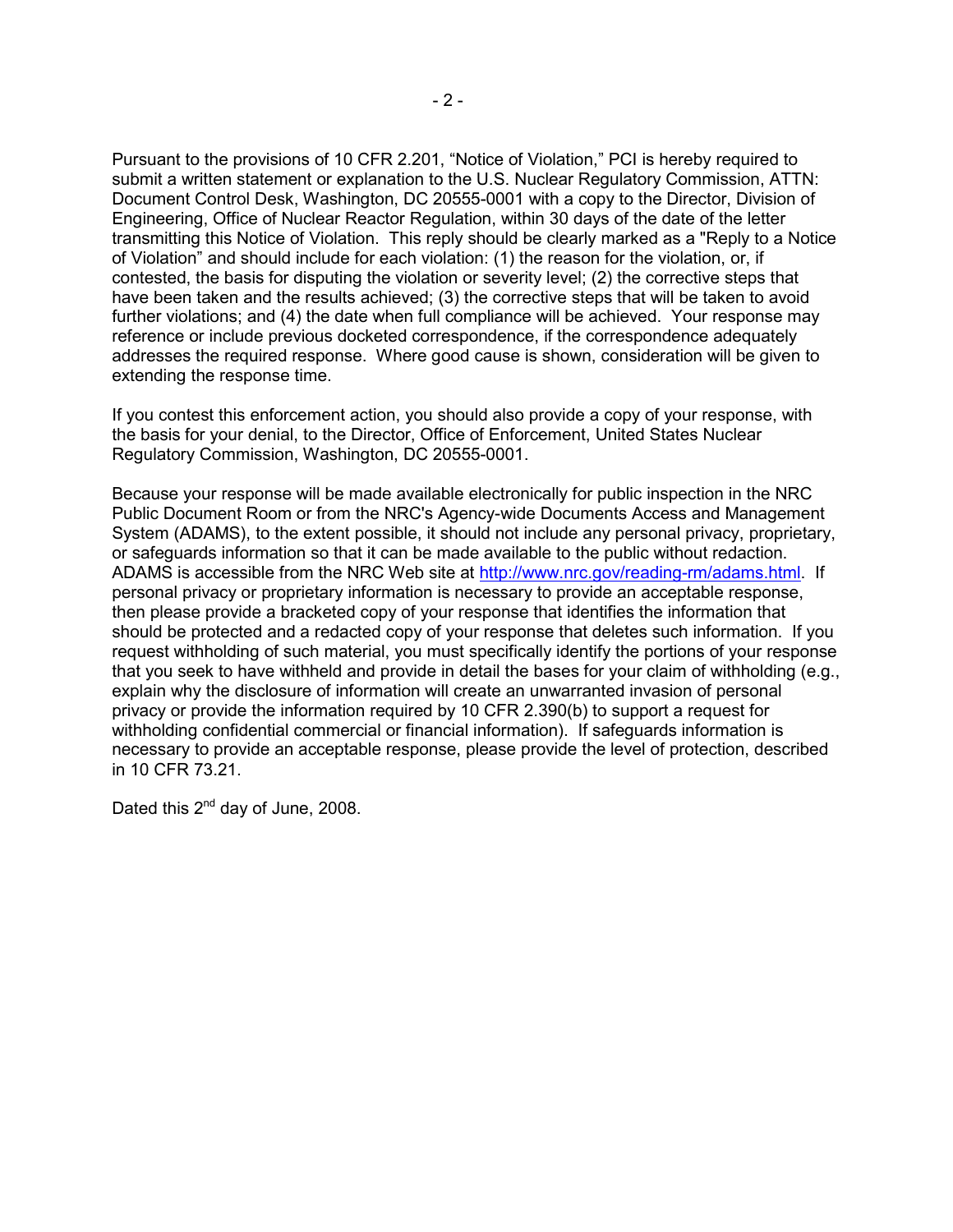Pursuant to the provisions of 10 CFR 2.201, "Notice of Violation," PCI is hereby required to submit a written statement or explanation to the U.S. Nuclear Regulatory Commission, ATTN: Document Control Desk, Washington, DC 20555-0001 with a copy to the Director, Division of Engineering, Office of Nuclear Reactor Regulation, within 30 days of the date of the letter transmitting this Notice of Violation. This reply should be clearly marked as a "Reply to a Notice of Violation" and should include for each violation: (1) the reason for the violation, or, if contested, the basis for disputing the violation or severity level; (2) the corrective steps that have been taken and the results achieved; (3) the corrective steps that will be taken to avoid further violations; and (4) the date when full compliance will be achieved. Your response may reference or include previous docketed correspondence, if the correspondence adequately addresses the required response. Where good cause is shown, consideration will be given to extending the response time.

If you contest this enforcement action, you should also provide a copy of your response, with the basis for your denial, to the Director, Office of Enforcement, United States Nuclear Regulatory Commission, Washington, DC 20555-0001.

Because your response will be made available electronically for public inspection in the NRC Public Document Room or from the NRC's Agency-wide Documents Access and Management System (ADAMS), to the extent possible, it should not include any personal privacy, proprietary, or safeguards information so that it can be made available to the public without redaction. ADAMS is accessible from the NRC Web site at http://www.nrc.gov/reading-rm/adams.html. If personal privacy or proprietary information is necessary to provide an acceptable response, then please provide a bracketed copy of your response that identifies the information that should be protected and a redacted copy of your response that deletes such information. If you request withholding of such material, you must specifically identify the portions of your response that you seek to have withheld and provide in detail the bases for your claim of withholding (e.g., explain why the disclosure of information will create an unwarranted invasion of personal privacy or provide the information required by 10 CFR 2.390(b) to support a request for withholding confidential commercial or financial information). If safeguards information is necessary to provide an acceptable response, please provide the level of protection, described in 10 CFR 73.21.

Dated this 2nd day of June, 2008.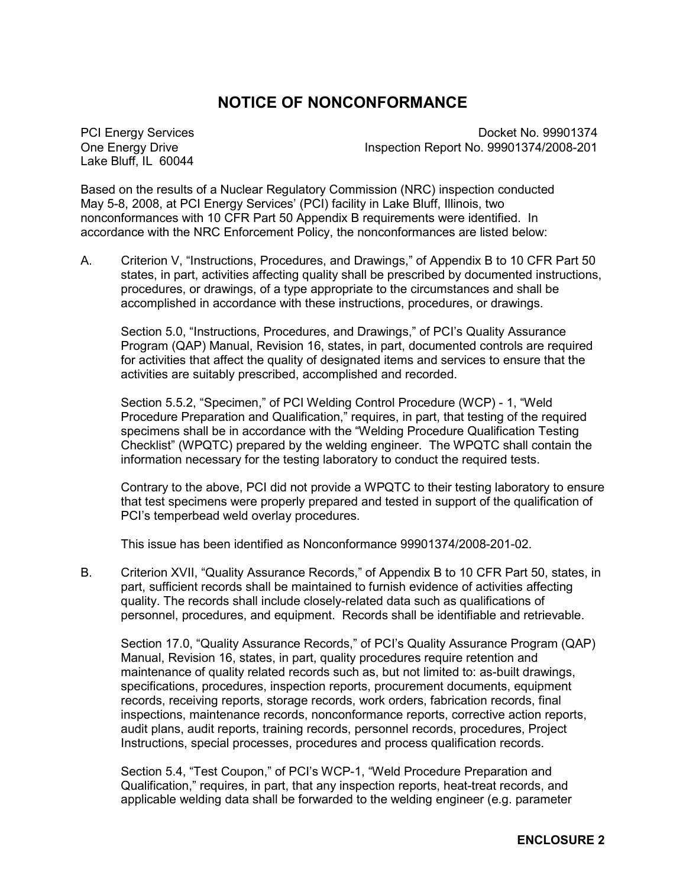# NOTICE OF NONCONFORMANCE

PCI Energy Services
One Energy Drive
Lake Bluff, IL 60044

Docket No. 99901374
Inspection Report No. 99901374/2008-201

Based on the results of a Nuclear Regulatory Commission (NRC) inspection conducted May 5-8, 2008, at PCI Energy Services' (PCI) facility in Lake Bluff, Illinois, two nonconformances with 10 CFR Part 50 Appendix B requirements were identified. In accordance with the NRC Enforcement Policy, the nonconformances are listed below:

A. Criterion V, "Instructions, Procedures, and Drawings," of Appendix B to 10 CFR Part 50 states, in part, activities affecting quality shall be prescribed by documented instructions, procedures, or drawings, of a type appropriate to the circumstances and shall be accomplished in accordance with these instructions, procedures, or drawings.

   Section 5.0, "Instructions, Procedures, and Drawings," of PCI's Quality Assurance Program (QAP) Manual, Revision 16, states, in part, documented controls are required for activities that affect the quality of designated items and services to ensure that the activities are suitably prescribed, accomplished and recorded.

   Section 5.5.2, "Specimen," of PCI Welding Control Procedure (WCP) - 1, "Weld Procedure Preparation and Qualification," requires, in part, that testing of the required specimens shall be in accordance with the "Welding Procedure Qualification Testing Checklist" (WPQTC) prepared by the welding engineer. The WPQTC shall contain the information necessary for the testing laboratory to conduct the required tests.

   Contrary to the above, PCI did not provide a WPQTC to their testing laboratory to ensure that test specimens were properly prepared and tested in support of the qualification of PCI's temperbead weld overlay procedures.

   This issue has been identified as Nonconformance 99901374/2008-201-02.

B. Criterion XVII, "Quality Assurance Records," of Appendix B to 10 CFR Part 50, states, in part, sufficient records shall be maintained to furnish evidence of activities affecting quality. The records shall include closely-related data such as qualifications of personnel, procedures, and equipment. Records shall be identifiable and retrievable.

   Section 17.0, "Quality Assurance Records," of PCI's Quality Assurance Program (QAP) Manual, Revision 16, states, in part, quality procedures require retention and maintenance of quality related records such as, but not limited to: as-built drawings, specifications, procedures, inspection reports, procurement documents, equipment records, receiving reports, storage records, work orders, fabrication records, final inspections, maintenance records, nonconformance reports, corrective action reports, audit plans, audit reports, training records, personnel records, procedures, Project Instructions, special processes, procedures and process qualification records.

   Section 5.4, "Test Coupon," of PCI's WCP-1, "Weld Procedure Preparation and Qualification," requires, in part, that any inspection reports, heat-treat records, and applicable welding data shall be forwarded to the welding engineer (e.g. parameter

ENCLOSURE 2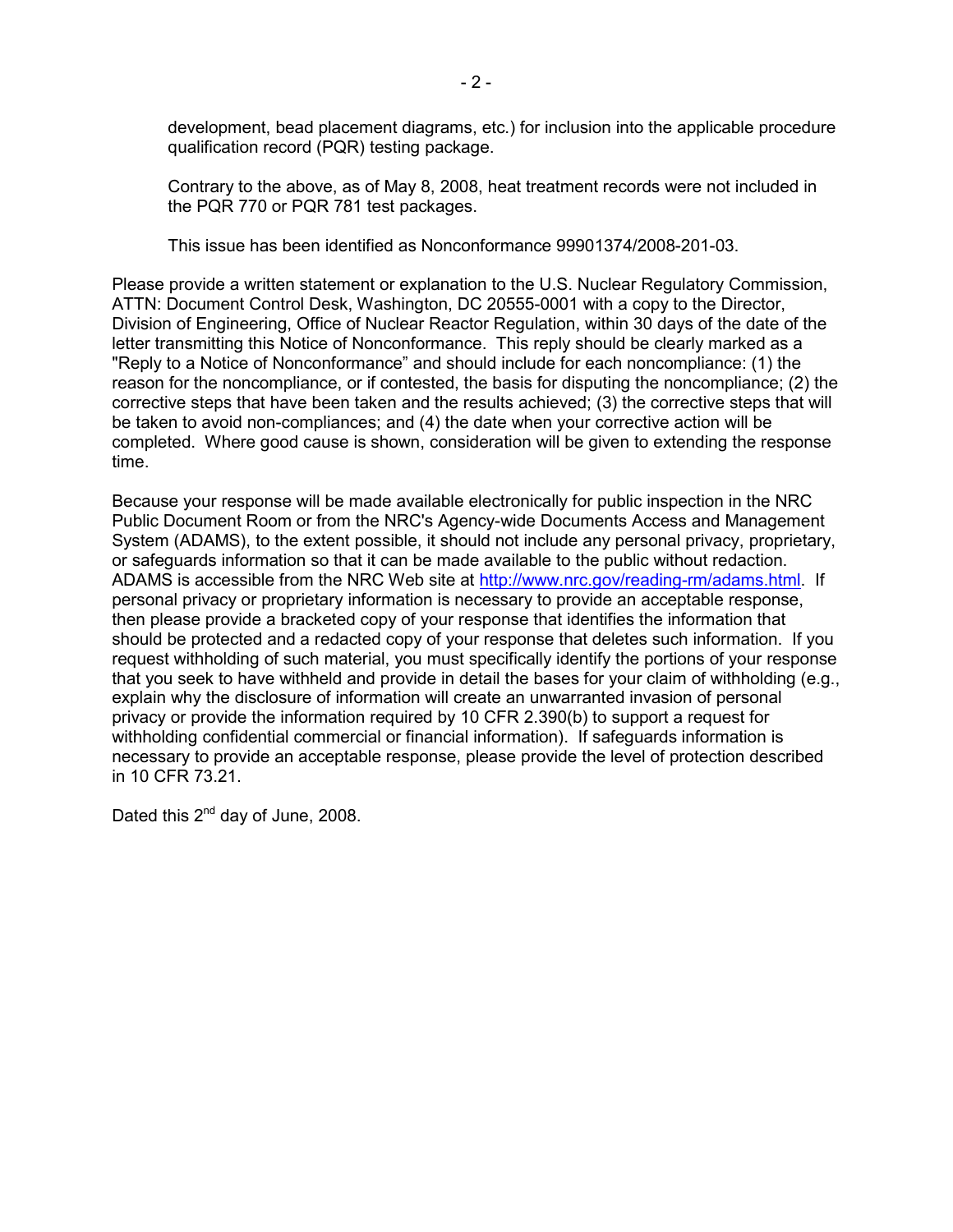development, bead placement diagrams, etc.) for inclusion into the applicable procedure qualification record (PQR) testing package.

Contrary to the above, as of May 8, 2008, heat treatment records were not included in the PQR 770 or PQR 781 test packages.

This issue has been identified as Nonconformance 99901374/2008-201-03.

Please provide a written statement or explanation to the U.S. Nuclear Regulatory Commission, ATTN: Document Control Desk, Washington, DC 20555-0001 with a copy to the Director, Division of Engineering, Office of Nuclear Reactor Regulation, within 30 days of the date of the letter transmitting this Notice of Nonconformance. This reply should be clearly marked as a "Reply to a Notice of Nonconformance" and should include for each noncompliance: (1) the reason for the noncompliance, or if contested, the basis for disputing the noncompliance; (2) the corrective steps that have been taken and the results achieved; (3) the corrective steps that will be taken to avoid non-compliances; and (4) the date when your corrective action will be completed. Where good cause is shown, consideration will be given to extending the response time.

Because your response will be made available electronically for public inspection in the NRC Public Document Room or from the NRC's Agency-wide Documents Access and Management System (ADAMS), to the extent possible, it should not include any personal privacy, proprietary, or safeguards information so that it can be made available to the public without redaction. ADAMS is accessible from the NRC Web site at http://www.nrc.gov/reading-rm/adams.html. If personal privacy or proprietary information is necessary to provide an acceptable response, then please provide a bracketed copy of your response that identifies the information that should be protected and a redacted copy of your response that deletes such information. If you request withholding of such material, you must specifically identify the portions of your response that you seek to have withheld and provide in detail the bases for your claim of withholding (e.g., explain why the disclosure of information will create an unwarranted invasion of personal privacy or provide the information required by 10 CFR 2.390(b) to support a request for withholding confidential commercial or financial information). If safeguards information is necessary to provide an acceptable response, please provide the level of protection described in 10 CFR 73.21.

Dated this 2nd day of June, 2008.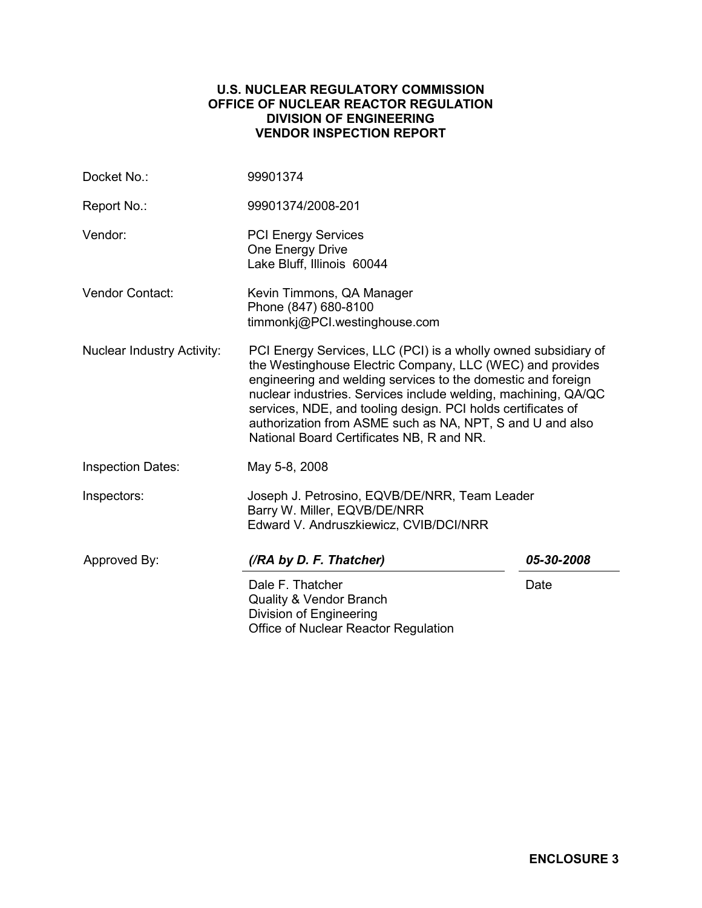**U.S. NUCLEAR REGULATORY COMMISSION**
**OFFICE OF NUCLEAR REACTOR REGULATION**
**DIVISION OF ENGINEERING**
**VENDOR INSPECTION REPORT**

| | |
|---|---|
| Docket No.: | 99901374 |
| Report No.: | 99901374/2008-201 |
| Vendor: | PCI Energy Services<br>One Energy Drive<br>Lake Bluff, Illinois 60044 |
| Vendor Contact: | Kevin Timmons, QA Manager<br>Phone (847) 680-8100<br>timmonkj@PCI.westinghouse.com |
| Nuclear Industry Activity: | PCI Energy Services, LLC (PCI) is a wholly owned subsidiary of the Westinghouse Electric Company, LLC (WEC) and provides engineering and welding services to the domestic and foreign nuclear industries. Services include welding, machining, QA/QC services, NDE, and tooling design. PCI holds certificates of authorization from ASME such as NA, NPT, S and U and also National Board Certificates NB, R and NR. |
| Inspection Dates: | May 5-8, 2008 |
| Inspectors: | Joseph J. Petrosino, EQVB/DE/NRR, Team Leader<br>Barry W. Miller, EQVB/DE/NRR<br>Edward V. Andruszkiewicz, CVIB/DCI/NRR |

Approved By: ***(/RA by D. F. Thatcher)*** ***05-30-2008***

Dale F. Thatcher
Quality & Vendor Branch
Division of Engineering
Office of Nuclear Reactor Regulation

Date

**ENCLOSURE 3**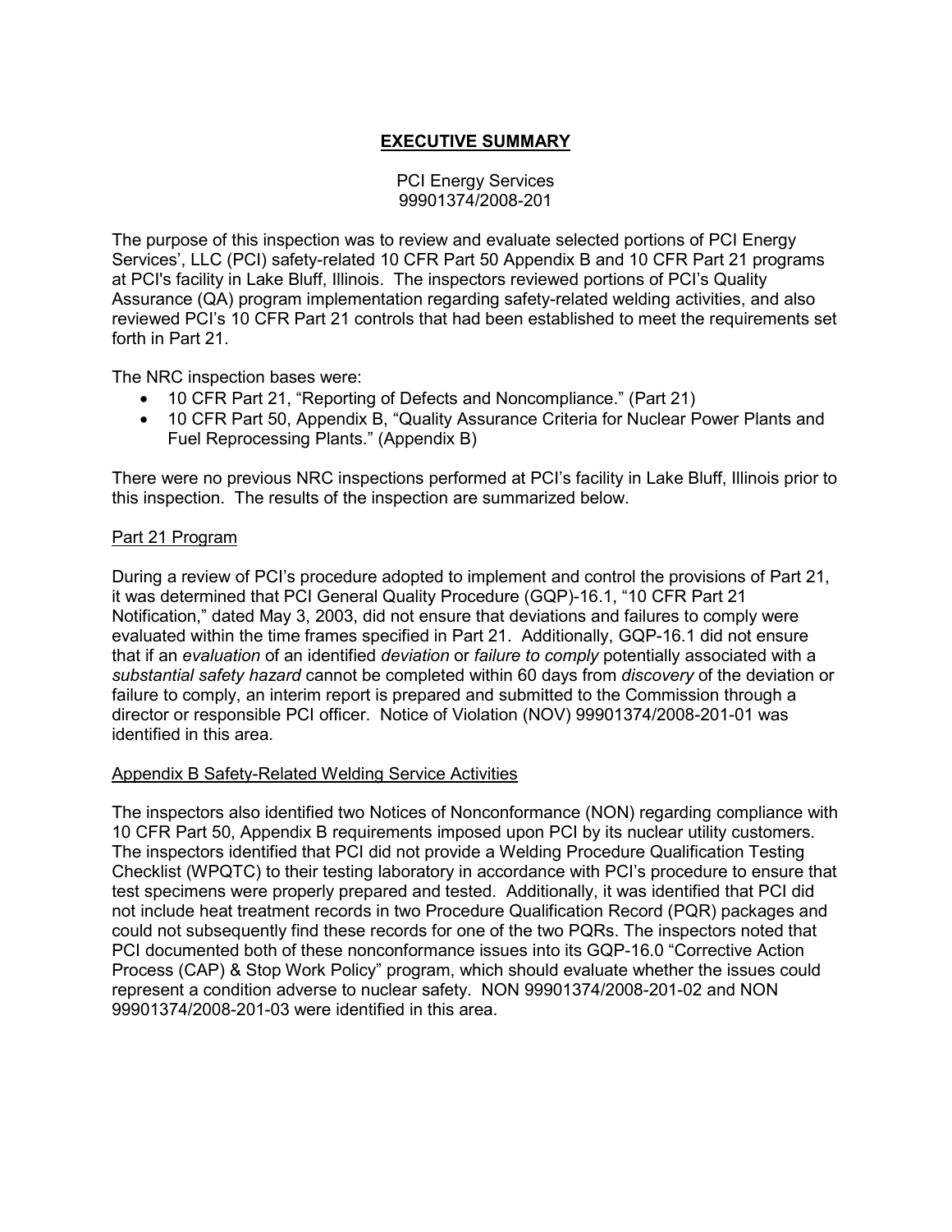# EXECUTIVE SUMMARY

PCI Energy Services
99901374/2008-201

The purpose of this inspection was to review and evaluate selected portions of PCI Energy Services', LLC (PCI) safety-related 10 CFR Part 50 Appendix B and 10 CFR Part 21 programs at PCI's facility in Lake Bluff, Illinois. The inspectors reviewed portions of PCI's Quality Assurance (QA) program implementation regarding safety-related welding activities, and also reviewed PCI's 10 CFR Part 21 controls that had been established to meet the requirements set forth in Part 21.

The NRC inspection bases were:

- 10 CFR Part 21, "Reporting of Defects and Noncompliance." (Part 21)
- 10 CFR Part 50, Appendix B, "Quality Assurance Criteria for Nuclear Power Plants and Fuel Reprocessing Plants." (Appendix B)

There were no previous NRC inspections performed at PCI's facility in Lake Bluff, Illinois prior to this inspection. The results of the inspection are summarized below.

## Part 21 Program

During a review of PCI's procedure adopted to implement and control the provisions of Part 21, it was determined that PCI General Quality Procedure (GQP)-16.1, "10 CFR Part 21 Notification," dated May 3, 2003, did not ensure that deviations and failures to comply were evaluated within the time frames specified in Part 21. Additionally, GQP-16.1 did not ensure that if an *evaluation* of an identified *deviation* or *failure to comply* potentially associated with a *substantial safety hazard* cannot be completed within 60 days from *discovery* of the deviation or failure to comply, an interim report is prepared and submitted to the Commission through a director or responsible PCI officer. Notice of Violation (NOV) 99901374/2008-201-01 was identified in this area.

## Appendix B Safety-Related Welding Service Activities

The inspectors also identified two Notices of Nonconformance (NON) regarding compliance with 10 CFR Part 50, Appendix B requirements imposed upon PCI by its nuclear utility customers. The inspectors identified that PCI did not provide a Welding Procedure Qualification Testing Checklist (WPQTC) to their testing laboratory in accordance with PCI's procedure to ensure that test specimens were properly prepared and tested. Additionally, it was identified that PCI did not include heat treatment records in two Procedure Qualification Record (PQR) packages and could not subsequently find these records for one of the two PQRs. The inspectors noted that PCI documented both of these nonconformance issues into its GQP-16.0 "Corrective Action Process (CAP) & Stop Work Policy" program, which should evaluate whether the issues could represent a condition adverse to nuclear safety. NON 99901374/2008-201-02 and NON 99901374/2008-201-03 were identified in this area.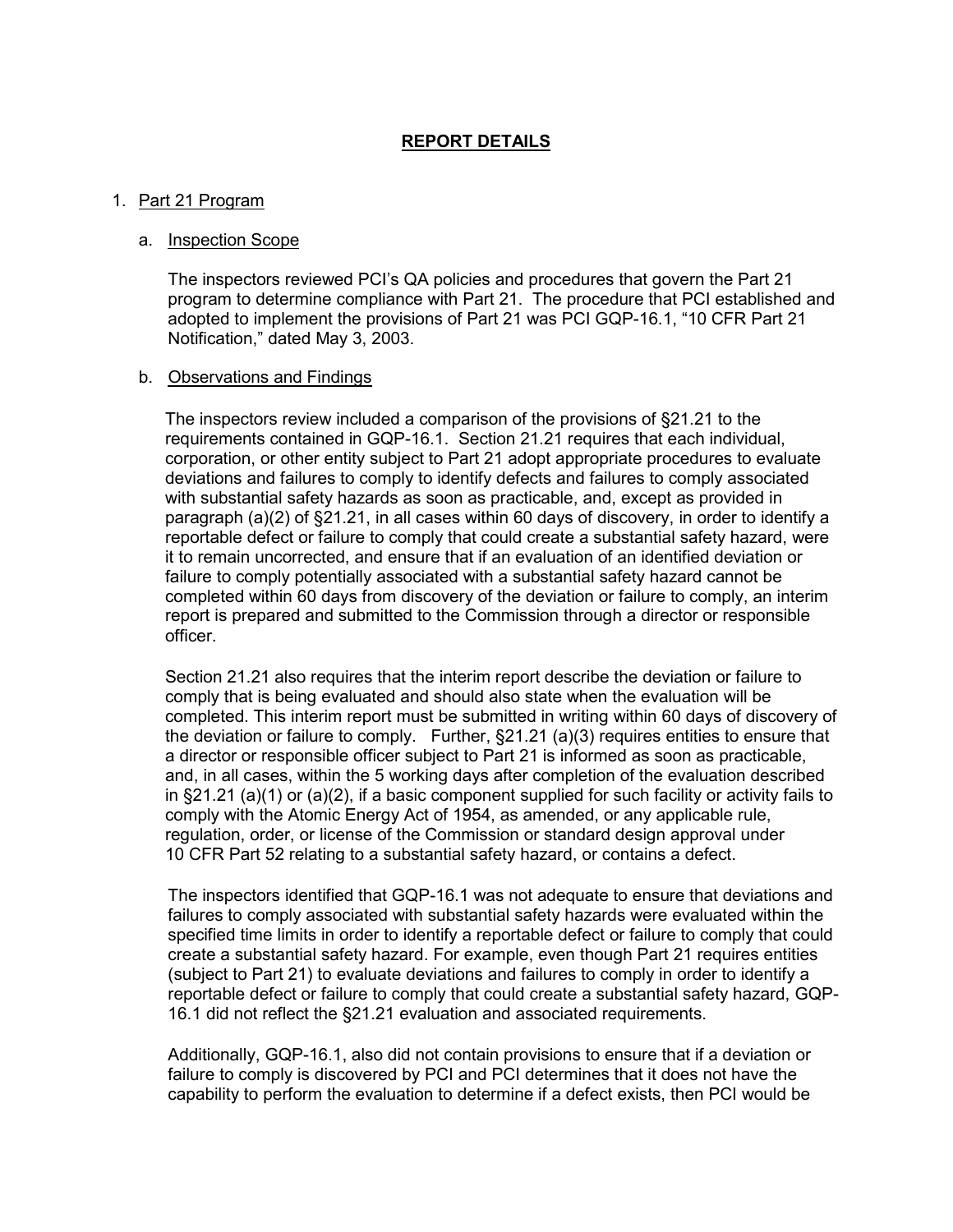## REPORT DETAILS

1. Part 21 Program

   a. Inspection Scope

   The inspectors reviewed PCI's QA policies and procedures that govern the Part 21 program to determine compliance with Part 21. The procedure that PCI established and adopted to implement the provisions of Part 21 was PCI GQP-16.1, "10 CFR Part 21 Notification," dated May 3, 2003.

   b. Observations and Findings

   The inspectors review included a comparison of the provisions of §21.21 to the requirements contained in GQP-16.1. Section 21.21 requires that each individual, corporation, or other entity subject to Part 21 adopt appropriate procedures to evaluate deviations and failures to comply to identify defects and failures to comply associated with substantial safety hazards as soon as practicable, and, except as provided in paragraph (a)(2) of §21.21, in all cases within 60 days of discovery, in order to identify a reportable defect or failure to comply that could create a substantial safety hazard, were it to remain uncorrected, and ensure that if an evaluation of an identified deviation or failure to comply potentially associated with a substantial safety hazard cannot be completed within 60 days from discovery of the deviation or failure to comply, an interim report is prepared and submitted to the Commission through a director or responsible officer.

   Section 21.21 also requires that the interim report describe the deviation or failure to comply that is being evaluated and should also state when the evaluation will be completed. This interim report must be submitted in writing within 60 days of discovery of the deviation or failure to comply. Further, §21.21 (a)(3) requires entities to ensure that a director or responsible officer subject to Part 21 is informed as soon as practicable, and, in all cases, within the 5 working days after completion of the evaluation described in §21.21 (a)(1) or (a)(2), if a basic component supplied for such facility or activity fails to comply with the Atomic Energy Act of 1954, as amended, or any applicable rule, regulation, order, or license of the Commission or standard design approval under 10 CFR Part 52 relating to a substantial safety hazard, or contains a defect.

   The inspectors identified that GQP-16.1 was not adequate to ensure that deviations and failures to comply associated with substantial safety hazards were evaluated within the specified time limits in order to identify a reportable defect or failure to comply that could create a substantial safety hazard. For example, even though Part 21 requires entities (subject to Part 21) to evaluate deviations and failures to comply in order to identify a reportable defect or failure to comply that could create a substantial safety hazard, GQP-16.1 did not reflect the §21.21 evaluation and associated requirements.

   Additionally, GQP-16.1, also did not contain provisions to ensure that if a deviation or failure to comply is discovered by PCI and PCI determines that it does not have the capability to perform the evaluation to determine if a defect exists, then PCI would be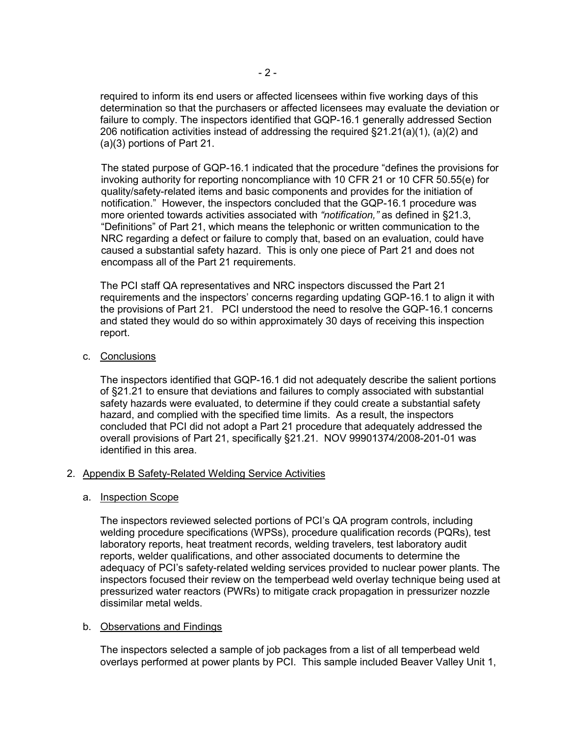required to inform its end users or affected licensees within five working days of this determination so that the purchasers or affected licensees may evaluate the deviation or failure to comply. The inspectors identified that GQP-16.1 generally addressed Section 206 notification activities instead of addressing the required §21.21(a)(1), (a)(2) and (a)(3) portions of Part 21.

The stated purpose of GQP-16.1 indicated that the procedure "defines the provisions for invoking authority for reporting noncompliance with 10 CFR 21 or 10 CFR 50.55(e) for quality/safety-related items and basic components and provides for the initiation of notification." However, the inspectors concluded that the GQP-16.1 procedure was more oriented towards activities associated with *"notification,"* as defined in §21.3, "Definitions" of Part 21, which means the telephonic or written communication to the NRC regarding a defect or failure to comply that, based on an evaluation, could have caused a substantial safety hazard. This is only one piece of Part 21 and does not encompass all of the Part 21 requirements.

The PCI staff QA representatives and NRC inspectors discussed the Part 21 requirements and the inspectors' concerns regarding updating GQP-16.1 to align it with the provisions of Part 21. PCI understood the need to resolve the GQP-16.1 concerns and stated they would do so within approximately 30 days of receiving this inspection report.

c. Conclusions

The inspectors identified that GQP-16.1 did not adequately describe the salient portions of §21.21 to ensure that deviations and failures to comply associated with substantial safety hazards were evaluated, to determine if they could create a substantial safety hazard, and complied with the specified time limits. As a result, the inspectors concluded that PCI did not adopt a Part 21 procedure that adequately addressed the overall provisions of Part 21, specifically §21.21. NOV 99901374/2008-201-01 was identified in this area.

## 2. Appendix B Safety-Related Welding Service Activities

a. Inspection Scope

The inspectors reviewed selected portions of PCI's QA program controls, including welding procedure specifications (WPSs), procedure qualification records (PQRs), test laboratory reports, heat treatment records, welding travelers, test laboratory audit reports, welder qualifications, and other associated documents to determine the adequacy of PCI's safety-related welding services provided to nuclear power plants. The inspectors focused their review on the temperbead weld overlay technique being used at pressurized water reactors (PWRs) to mitigate crack propagation in pressurizer nozzle dissimilar metal welds.

b. Observations and Findings

The inspectors selected a sample of job packages from a list of all temperbead weld overlays performed at power plants by PCI. This sample included Beaver Valley Unit 1,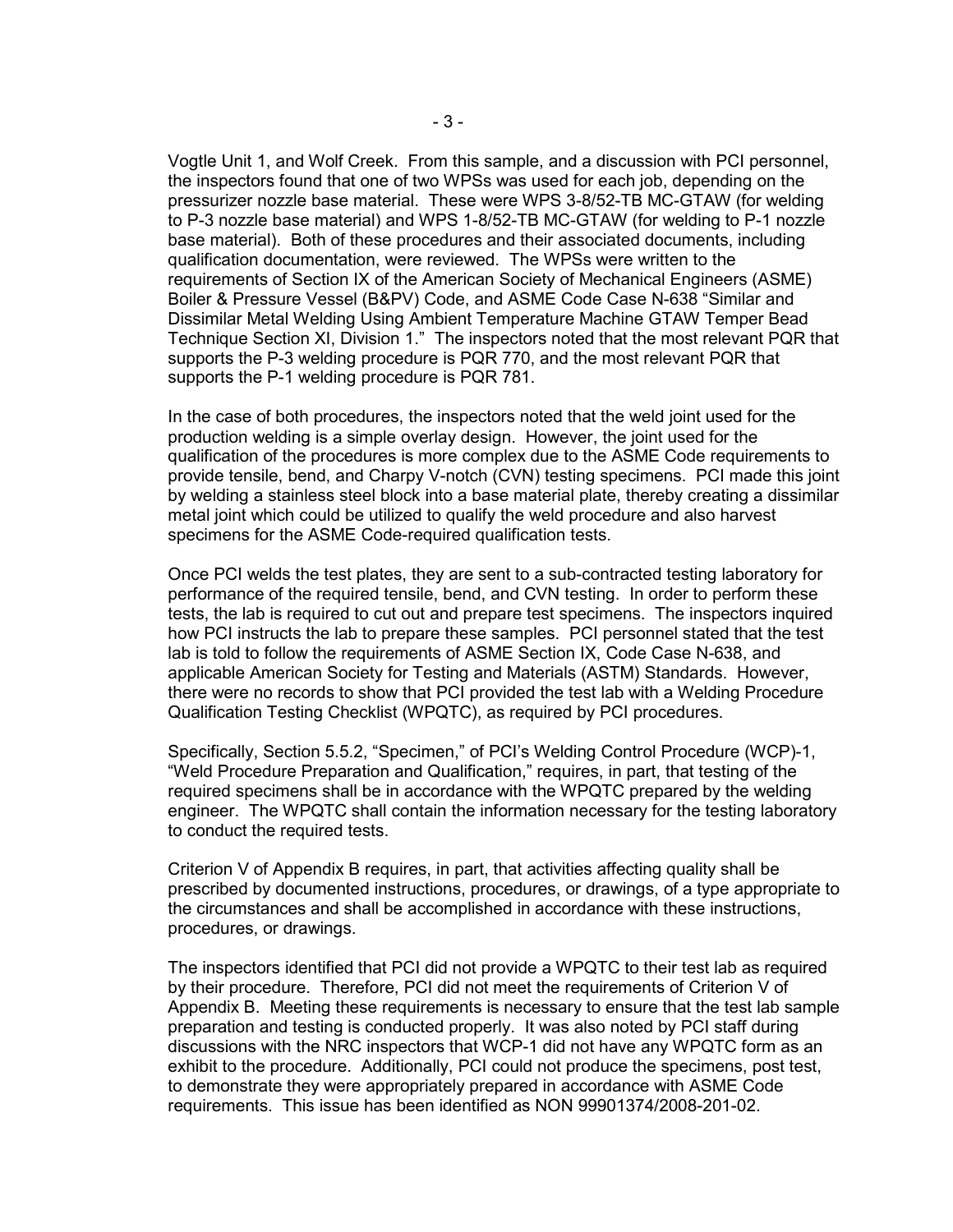Vogtle Unit 1, and Wolf Creek. From this sample, and a discussion with PCI personnel, the inspectors found that one of two WPSs was used for each job, depending on the pressurizer nozzle base material. These were WPS 3-8/52-TB MC-GTAW (for welding to P-3 nozzle base material) and WPS 1-8/52-TB MC-GTAW (for welding to P-1 nozzle base material). Both of these procedures and their associated documents, including qualification documentation, were reviewed. The WPSs were written to the requirements of Section IX of the American Society of Mechanical Engineers (ASME) Boiler & Pressure Vessel (B&PV) Code, and ASME Code Case N-638 "Similar and Dissimilar Metal Welding Using Ambient Temperature Machine GTAW Temper Bead Technique Section XI, Division 1." The inspectors noted that the most relevant PQR that supports the P-3 welding procedure is PQR 770, and the most relevant PQR that supports the P-1 welding procedure is PQR 781.

In the case of both procedures, the inspectors noted that the weld joint used for the production welding is a simple overlay design. However, the joint used for the qualification of the procedures is more complex due to the ASME Code requirements to provide tensile, bend, and Charpy V-notch (CVN) testing specimens. PCI made this joint by welding a stainless steel block into a base material plate, thereby creating a dissimilar metal joint which could be utilized to qualify the weld procedure and also harvest specimens for the ASME Code-required qualification tests.

Once PCI welds the test plates, they are sent to a sub-contracted testing laboratory for performance of the required tensile, bend, and CVN testing. In order to perform these tests, the lab is required to cut out and prepare test specimens. The inspectors inquired how PCI instructs the lab to prepare these samples. PCI personnel stated that the test lab is told to follow the requirements of ASME Section IX, Code Case N-638, and applicable American Society for Testing and Materials (ASTM) Standards. However, there were no records to show that PCI provided the test lab with a Welding Procedure Qualification Testing Checklist (WPQTC), as required by PCI procedures.

Specifically, Section 5.5.2, "Specimen," of PCI's Welding Control Procedure (WCP)-1, "Weld Procedure Preparation and Qualification," requires, in part, that testing of the required specimens shall be in accordance with the WPQTC prepared by the welding engineer. The WPQTC shall contain the information necessary for the testing laboratory to conduct the required tests.

Criterion V of Appendix B requires, in part, that activities affecting quality shall be prescribed by documented instructions, procedures, or drawings, of a type appropriate to the circumstances and shall be accomplished in accordance with these instructions, procedures, or drawings.

The inspectors identified that PCI did not provide a WPQTC to their test lab as required by their procedure. Therefore, PCI did not meet the requirements of Criterion V of Appendix B. Meeting these requirements is necessary to ensure that the test lab sample preparation and testing is conducted properly. It was also noted by PCI staff during discussions with the NRC inspectors that WCP-1 did not have any WPQTC form as an exhibit to the procedure. Additionally, PCI could not produce the specimens, post test, to demonstrate they were appropriately prepared in accordance with ASME Code requirements. This issue has been identified as NON 99901374/2008-201-02.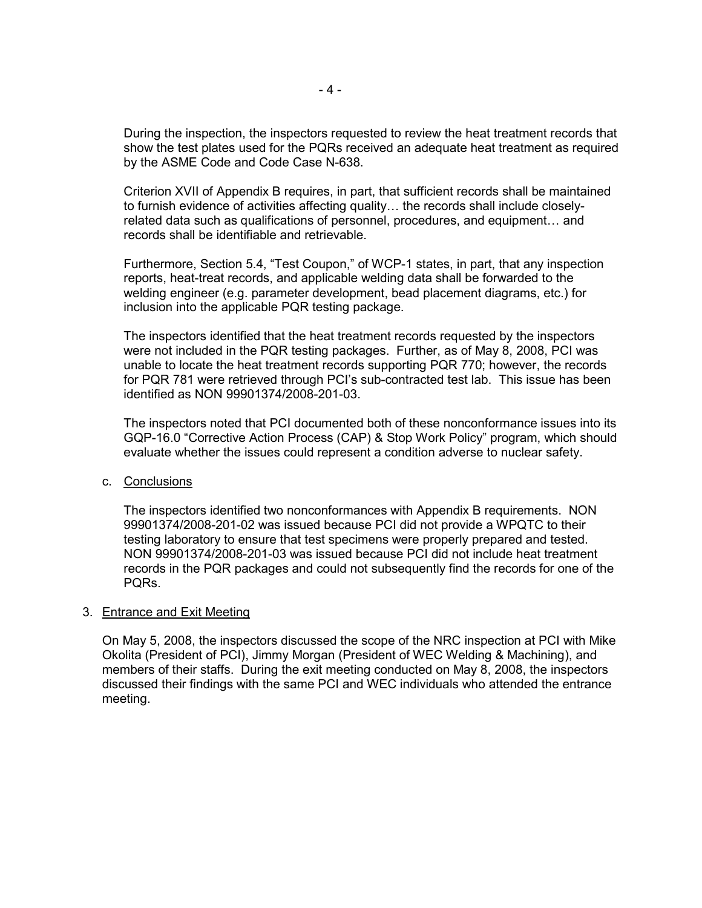During the inspection, the inspectors requested to review the heat treatment records that show the test plates used for the PQRs received an adequate heat treatment as required by the ASME Code and Code Case N-638.

Criterion XVII of Appendix B requires, in part, that sufficient records shall be maintained to furnish evidence of activities affecting quality… the records shall include closely-related data such as qualifications of personnel, procedures, and equipment… and records shall be identifiable and retrievable.

Furthermore, Section 5.4, "Test Coupon," of WCP-1 states, in part, that any inspection reports, heat-treat records, and applicable welding data shall be forwarded to the welding engineer (e.g. parameter development, bead placement diagrams, etc.) for inclusion into the applicable PQR testing package.

The inspectors identified that the heat treatment records requested by the inspectors were not included in the PQR testing packages. Further, as of May 8, 2008, PCI was unable to locate the heat treatment records supporting PQR 770; however, the records for PQR 781 were retrieved through PCI's sub-contracted test lab. This issue has been identified as NON 99901374/2008-201-03.

The inspectors noted that PCI documented both of these nonconformance issues into its GQP-16.0 "Corrective Action Process (CAP) & Stop Work Policy" program, which should evaluate whether the issues could represent a condition adverse to nuclear safety.

c. Conclusions

The inspectors identified two nonconformances with Appendix B requirements. NON 99901374/2008-201-02 was issued because PCI did not provide a WPQTC to their testing laboratory to ensure that test specimens were properly prepared and tested. NON 99901374/2008-201-03 was issued because PCI did not include heat treatment records in the PQR packages and could not subsequently find the records for one of the PQRs.

3. Entrance and Exit Meeting

On May 5, 2008, the inspectors discussed the scope of the NRC inspection at PCI with Mike Okolita (President of PCI), Jimmy Morgan (President of WEC Welding & Machining), and members of their staffs. During the exit meeting conducted on May 8, 2008, the inspectors discussed their findings with the same PCI and WEC individuals who attended the entrance meeting.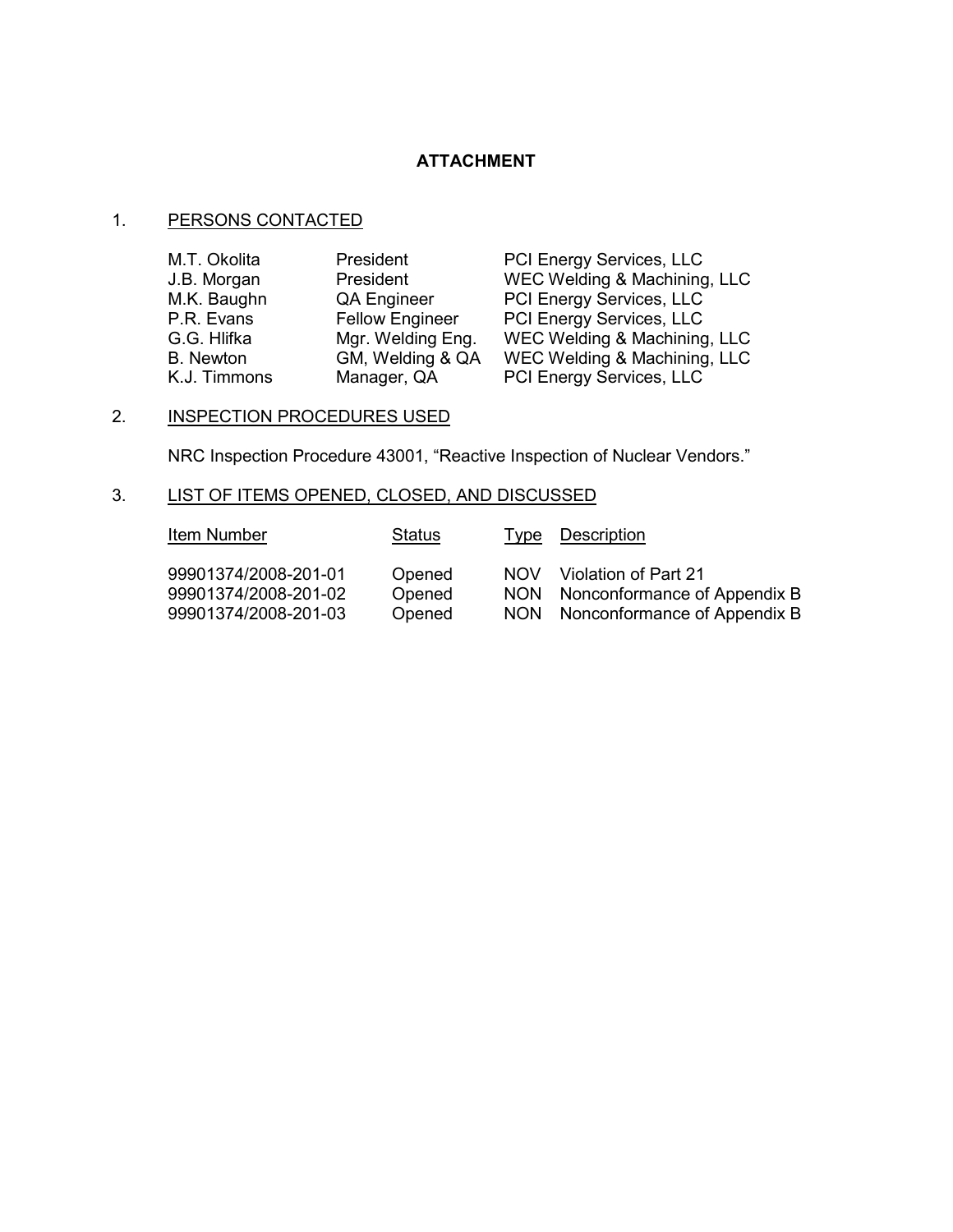# ATTACHMENT

## 1. PERSONS CONTACTED

| | | |
|---|---|---|
| M.T. Okolita | President | PCI Energy Services, LLC |
| J.B. Morgan | President | WEC Welding & Machining, LLC |
| M.K. Baughn | QA Engineer | PCI Energy Services, LLC |
| P.R. Evans | Fellow Engineer | PCI Energy Services, LLC |
| G.G. Hlifka | Mgr. Welding Eng. | WEC Welding & Machining, LLC |
| B. Newton | GM, Welding & QA | WEC Welding & Machining, LLC |
| K.J. Timmons | Manager, QA | PCI Energy Services, LLC |

## 2. INSPECTION PROCEDURES USED

NRC Inspection Procedure 43001, "Reactive Inspection of Nuclear Vendors."

## 3. LIST OF ITEMS OPENED, CLOSED, AND DISCUSSED

| Item Number | Status | Type | Description |
|---|---|---|---|
| 99901374/2008-201-01 | Opened | NOV | Violation of Part 21 |
| 99901374/2008-201-02 | Opened | NON | Nonconformance of Appendix B |
| 99901374/2008-201-03 | Opened | NON | Nonconformance of Appendix B |